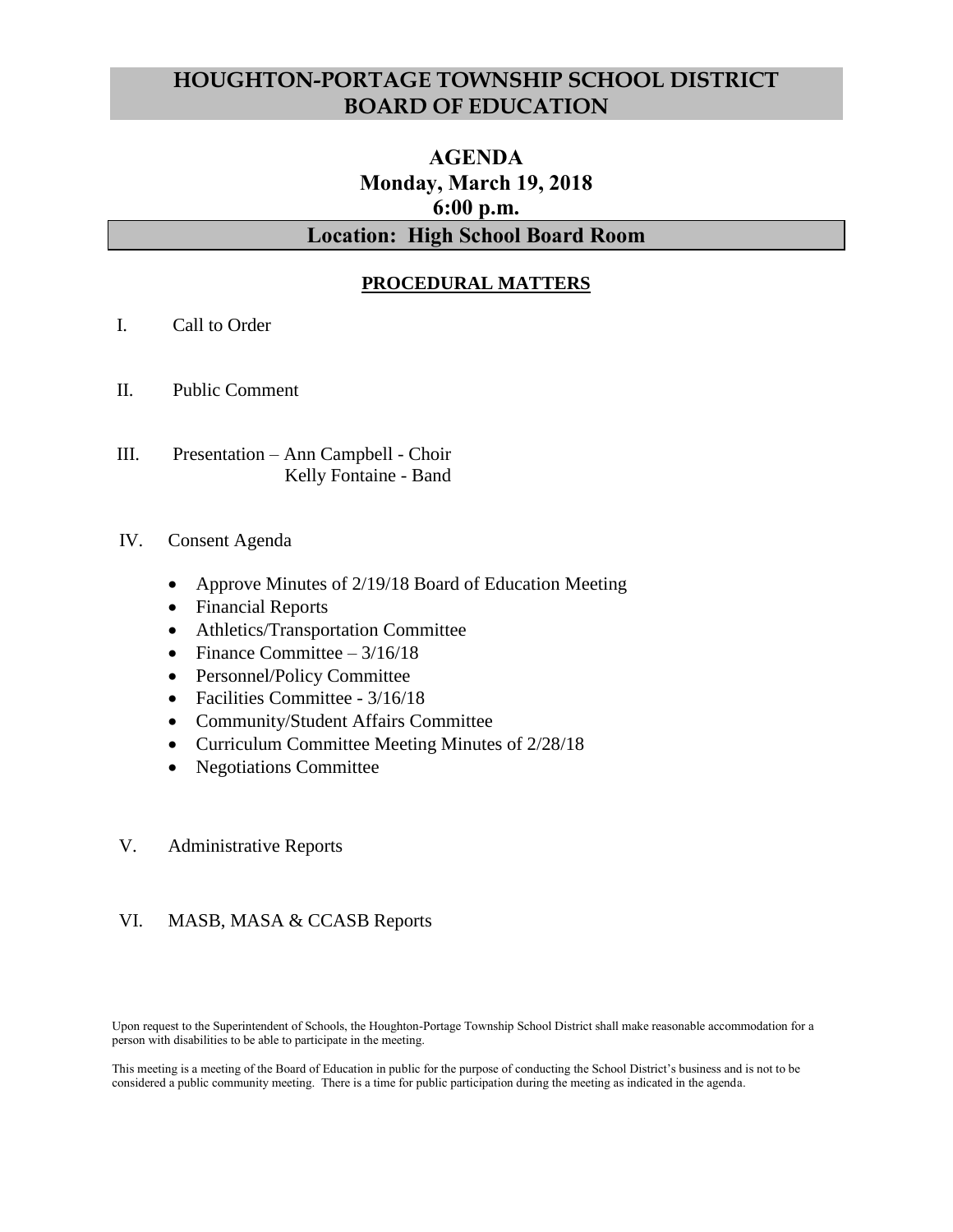# HOUGHTON-PORTAGE TOWNSHIP SCHOOL DISTRICT BOARD OF EDUCATION

## AGENDA
## Monday, March 19, 2018
## 6:00 p.m.

## Location: High School Board Room

**PROCEDURAL MATTERS**

I. Call to Order

II. Public Comment

III. Presentation – Ann Campbell - Choir
Kelly Fontaine - Band

IV. Consent Agenda

- Approve Minutes of 2/19/18 Board of Education Meeting
- Financial Reports
- Athletics/Transportation Committee
- Finance Committee – 3/16/18
- Personnel/Policy Committee
- Facilities Committee - 3/16/18
- Community/Student Affairs Committee
- Curriculum Committee Meeting Minutes of 2/28/18
- Negotiations Committee

V. Administrative Reports

VI. MASB, MASA & CCASB Reports

Upon request to the Superintendent of Schools, the Houghton-Portage Township School District shall make reasonable accommodation for a person with disabilities to be able to participate in the meeting.

This meeting is a meeting of the Board of Education in public for the purpose of conducting the School District's business and is not to be considered a public community meeting. There is a time for public participation during the meeting as indicated in the agenda.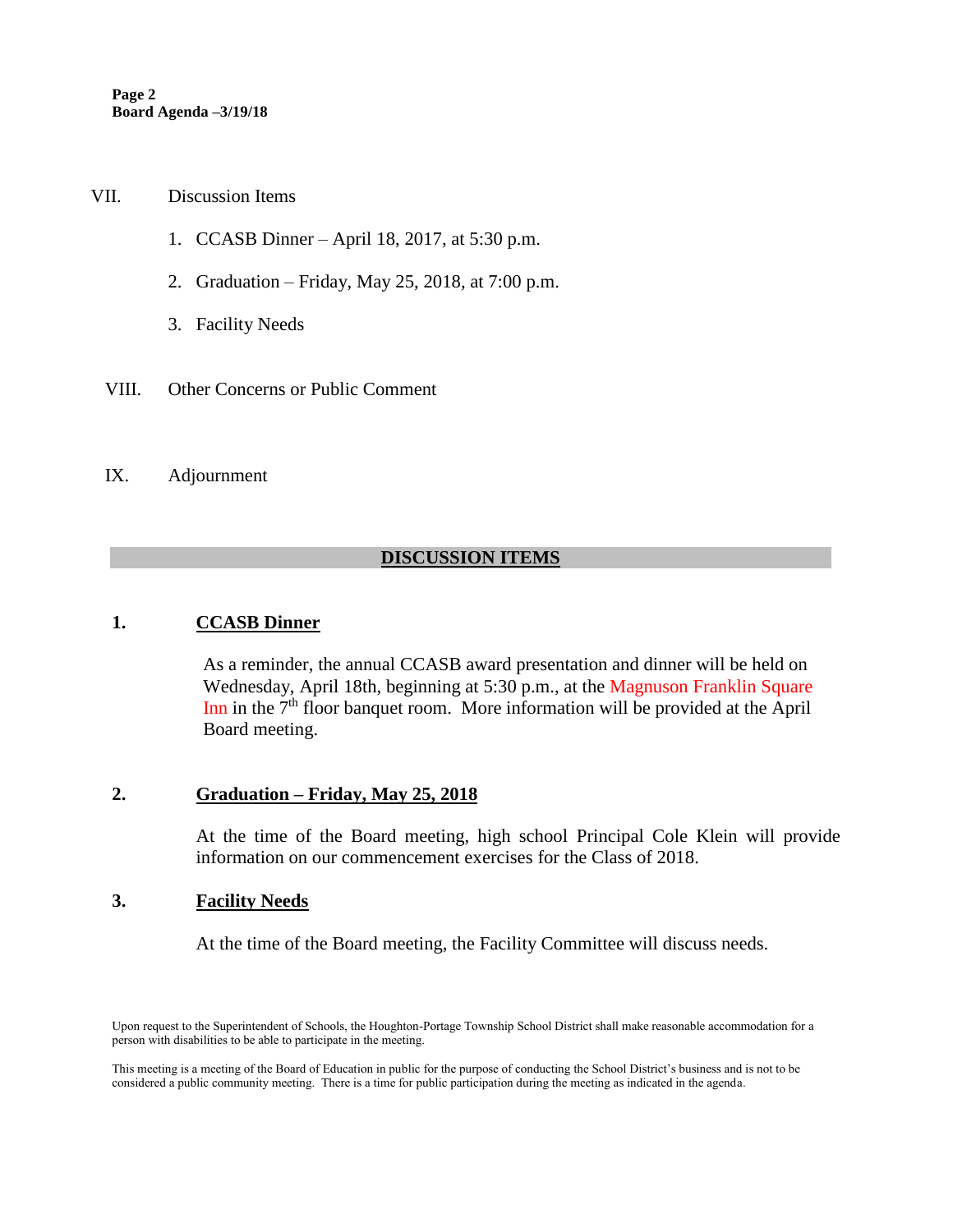VII. Discussion Items

1. CCASB Dinner – April 18, 2017, at 5:30 p.m.
2. Graduation – Friday, May 25, 2018, at 7:00 p.m.
3. Facility Needs

VIII. Other Concerns or Public Comment

IX. Adjournment

## DISCUSSION ITEMS

### 1. CCASB Dinner

As a reminder, the annual CCASB award presentation and dinner will be held on Wednesday, April 18th, beginning at 5:30 p.m., at the Magnuson Franklin Square Inn in the 7th floor banquet room. More information will be provided at the April Board meeting.

### 2. Graduation – Friday, May 25, 2018

At the time of the Board meeting, high school Principal Cole Klein will provide information on our commencement exercises for the Class of 2018.

### 3. Facility Needs

At the time of the Board meeting, the Facility Committee will discuss needs.

Upon request to the Superintendent of Schools, the Houghton-Portage Township School District shall make reasonable accommodation for a person with disabilities to be able to participate in the meeting.

This meeting is a meeting of the Board of Education in public for the purpose of conducting the School District's business and is not to be considered a public community meeting. There is a time for public participation during the meeting as indicated in the agenda.